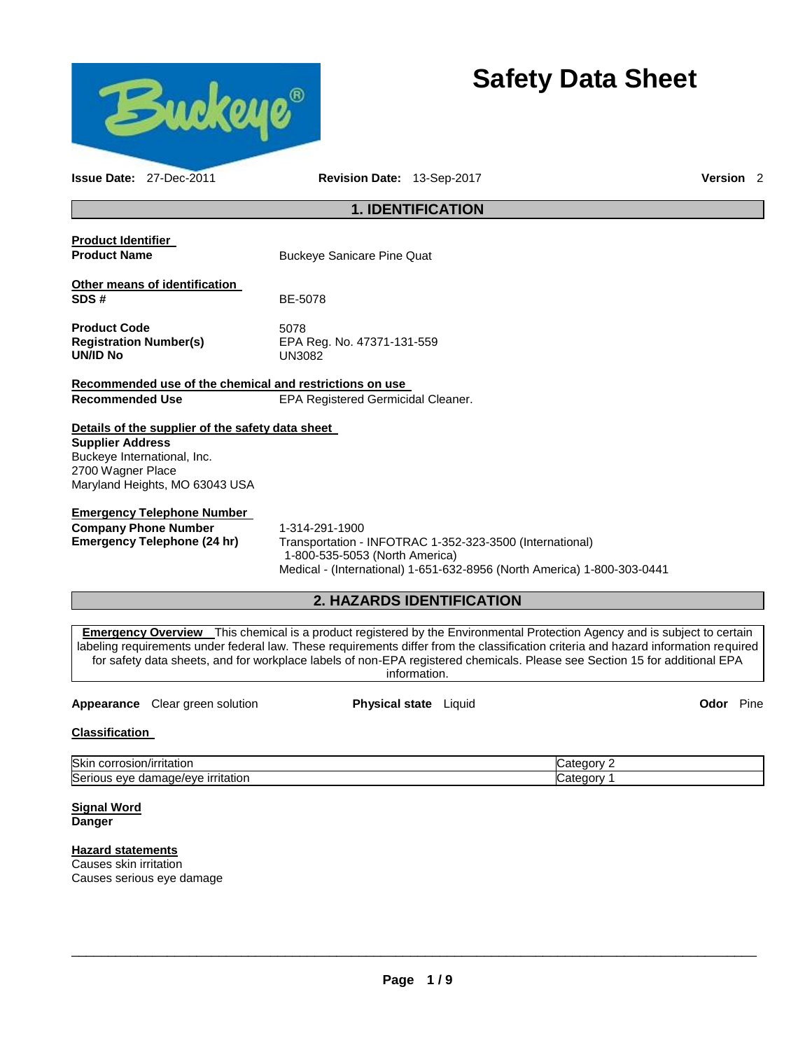# Safety Data Sheet

**Issue Date:** 27-Dec-2011 **Revision Date:** 13-Sep-2017 **Version** 2

## 1. IDENTIFICATION

**Product Identifier**

**Product Name** Buckeye Sanicare Pine Quat

**Other means of identification**

**SDS #** BE-5078

**Product Code** 5078
**Registration Number(s)** EPA Reg. No. 47371-131-559
**UN/ID No** UN3082

**Recommended use of the chemical and restrictions on use**

**Recommended Use** EPA Registered Germicidal Cleaner.

**Details of the supplier of the safety data sheet**

**Supplier Address**
Buckeye International, Inc.
2700 Wagner Place
Maryland Heights, MO 63043 USA

**Emergency Telephone Number**

**Company Phone Number** 1-314-291-1900
**Emergency Telephone (24 hr)** Transportation - INFOTRAC 1-352-323-3500 (International)
1-800-535-5053 (North America)
Medical - (International) 1-651-632-8956 (North America) 1-800-303-0441

## 2. HAZARDS IDENTIFICATION

**Emergency Overview** This chemical is a product registered by the Environmental Protection Agency and is subject to certain labeling requirements under federal law. These requirements differ from the classification criteria and hazard information required for safety data sheets, and for workplace labels of non-EPA registered chemicals. Please see Section 15 for additional EPA information.

**Appearance** Clear green solution **Physical state** Liquid **Odor** Pine

**Classification**

| | |
|---|---|
| Skin corrosion/irritation | Category 2 |
| Serious eye damage/eye irritation | Category 1 |

**Signal Word**
**Danger**

**Hazard statements**
Causes skin irritation
Causes serious eye damage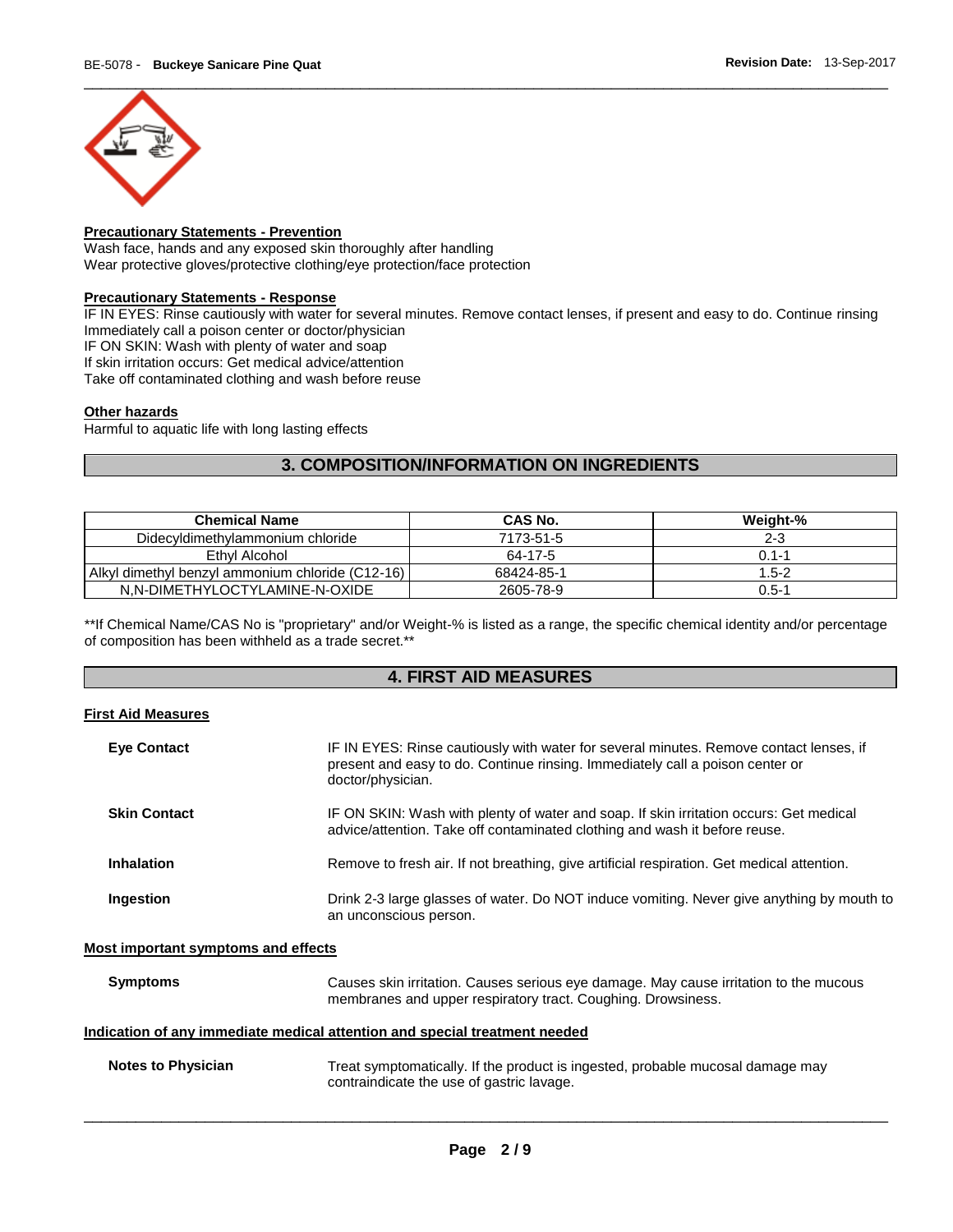**Precautionary Statements - Prevention**
Wash face, hands and any exposed skin thoroughly after handling
Wear protective gloves/protective clothing/eye protection/face protection

**Precautionary Statements - Response**
IF IN EYES: Rinse cautiously with water for several minutes. Remove contact lenses, if present and easy to do. Continue rinsing
Immediately call a poison center or doctor/physician
IF ON SKIN: Wash with plenty of water and soap
If skin irritation occurs: Get medical advice/attention
Take off contaminated clothing and wash before reuse

**Other hazards**
Harmful to aquatic life with long lasting effects

## 3. COMPOSITION/INFORMATION ON INGREDIENTS

| Chemical Name | CAS No. | Weight-% |
|---|---|---|
| Didecyldimethylammonium chloride | 7173-51-5 | 2-3 |
| Ethyl Alcohol | 64-17-5 | 0.1-1 |
| Alkyl dimethyl benzyl ammonium chloride (C12-16) | 68424-85-1 | 1.5-2 |
| N,N-DIMETHYLOCTYLAMINE-N-OXIDE | 2605-78-9 | 0.5-1 |

**If Chemical Name/CAS No is "proprietary" and/or Weight-% is listed as a range, the specific chemical identity and/or percentage of composition has been withheld as a trade secret.**

## 4. FIRST AID MEASURES

**First Aid Measures**

**Eye Contact** IF IN EYES: Rinse cautiously with water for several minutes. Remove contact lenses, if present and easy to do. Continue rinsing. Immediately call a poison center or doctor/physician.

**Skin Contact** IF ON SKIN: Wash with plenty of water and soap. If skin irritation occurs: Get medical advice/attention. Take off contaminated clothing and wash it before reuse.

**Inhalation** Remove to fresh air. If not breathing, give artificial respiration. Get medical attention.

**Ingestion** Drink 2-3 large glasses of water. Do NOT induce vomiting. Never give anything by mouth to an unconscious person.

**Most important symptoms and effects**

**Symptoms** Causes skin irritation. Causes serious eye damage. May cause irritation to the mucous membranes and upper respiratory tract. Coughing. Drowsiness.

**Indication of any immediate medical attention and special treatment needed**

**Notes to Physician** Treat symptomatically. If the product is ingested, probable mucosal damage may contraindicate the use of gastric lavage.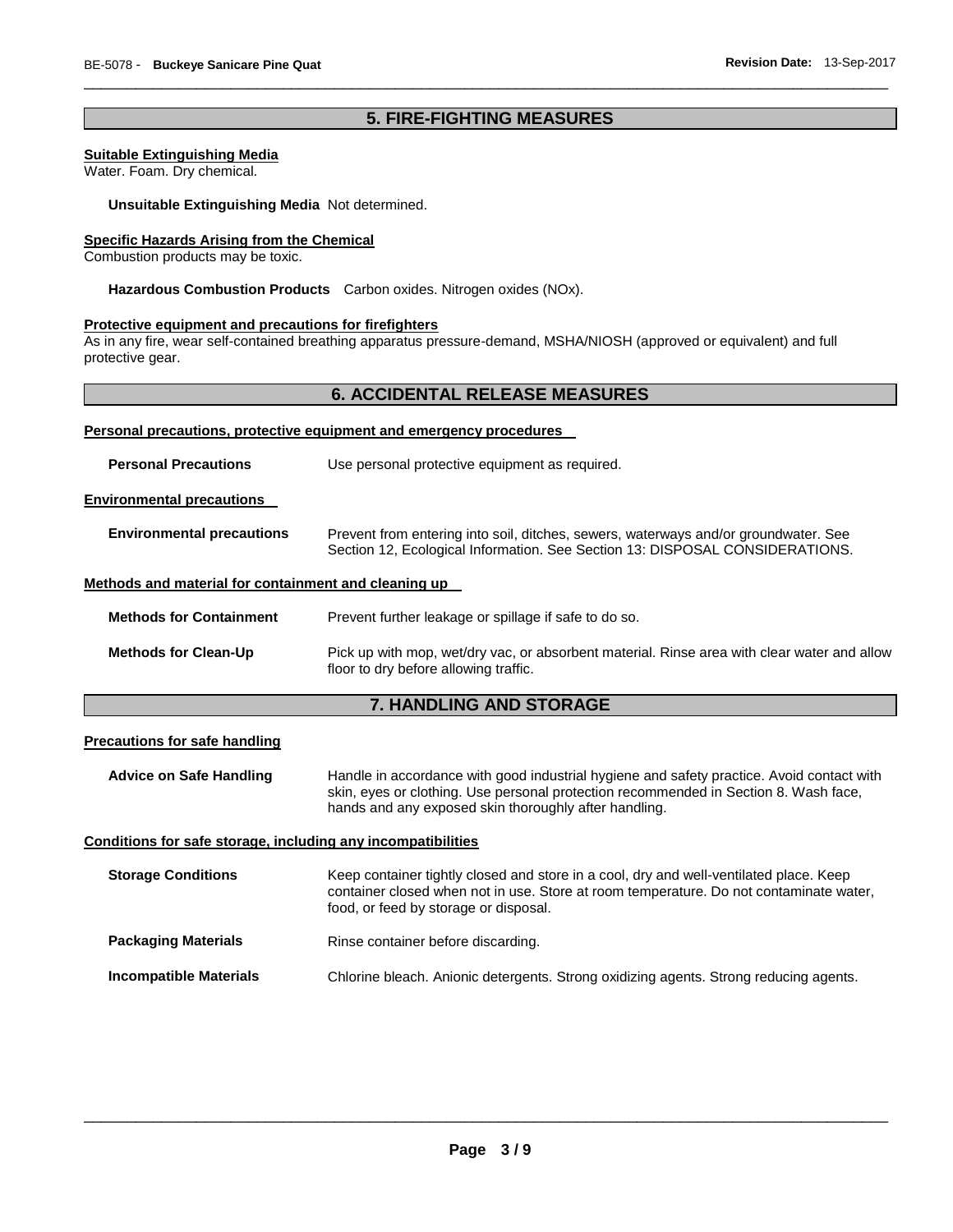## 5. FIRE-FIGHTING MEASURES

**Suitable Extinguishing Media**
Water. Foam. Dry chemical.

**Unsuitable Extinguishing Media** Not determined.

**Specific Hazards Arising from the Chemical**
Combustion products may be toxic.

**Hazardous Combustion Products** Carbon oxides. Nitrogen oxides (NOx).

**Protective equipment and precautions for firefighters**
As in any fire, wear self-contained breathing apparatus pressure-demand, MSHA/NIOSH (approved or equivalent) and full protective gear.

## 6. ACCIDENTAL RELEASE MEASURES

**Personal precautions, protective equipment and emergency procedures**

**Personal Precautions** Use personal protective equipment as required.

**Environmental precautions**

**Environmental precautions** Prevent from entering into soil, ditches, sewers, waterways and/or groundwater. See Section 12, Ecological Information. See Section 13: DISPOSAL CONSIDERATIONS.

**Methods and material for containment and cleaning up**

**Methods for Containment** Prevent further leakage or spillage if safe to do so.

**Methods for Clean-Up** Pick up with mop, wet/dry vac, or absorbent material. Rinse area with clear water and allow floor to dry before allowing traffic.

## 7. HANDLING AND STORAGE

**Precautions for safe handling**

**Advice on Safe Handling** Handle in accordance with good industrial hygiene and safety practice. Avoid contact with skin, eyes or clothing. Use personal protection recommended in Section 8. Wash face, hands and any exposed skin thoroughly after handling.

**Conditions for safe storage, including any incompatibilities**

**Storage Conditions** Keep container tightly closed and store in a cool, dry and well-ventilated place. Keep container closed when not in use. Store at room temperature. Do not contaminate water, food, or feed by storage or disposal.

**Packaging Materials** Rinse container before discarding.

**Incompatible Materials** Chlorine bleach. Anionic detergents. Strong oxidizing agents. Strong reducing agents.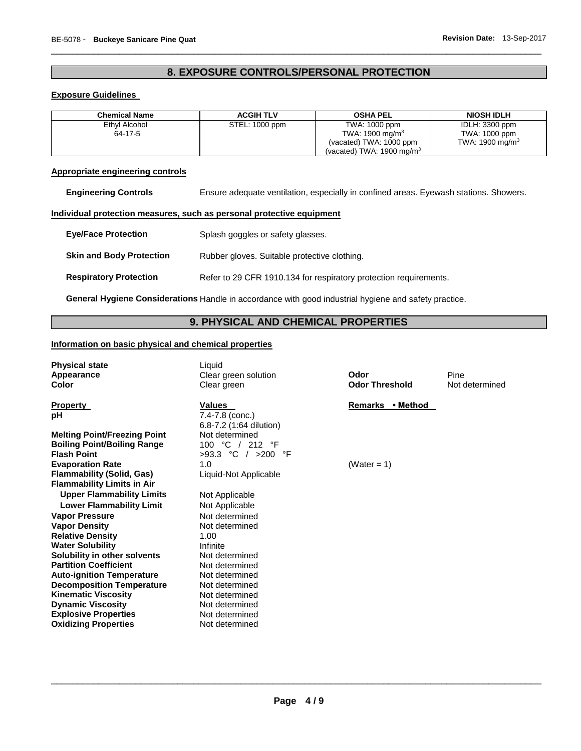## 8. EXPOSURE CONTROLS/PERSONAL PROTECTION

### Exposure Guidelines

| Chemical Name | ACGIH TLV | OSHA PEL | NIOSH IDLH |
|---|---|---|---|
| Ethyl Alcohol<br>64-17-5 | STEL: 1000 ppm | TWA: 1000 ppm<br>TWA: 1900 mg/m$^3$<br>(vacated) TWA: 1000 ppm<br>(vacated) TWA: 1900 mg/m$^3$ | IDLH: 3300 ppm<br>TWA: 1000 ppm<br>TWA: 1900 mg/m$^3$ |

### Appropriate engineering controls

**Engineering Controls** Ensure adequate ventilation, especially in confined areas. Eyewash stations. Showers.

### Individual protection measures, such as personal protective equipment

**Eye/Face Protection** Splash goggles or safety glasses.

**Skin and Body Protection** Rubber gloves. Suitable protective clothing.

**Respiratory Protection** Refer to 29 CFR 1910.134 for respiratory protection requirements.

**General Hygiene Considerations** Handle in accordance with good industrial hygiene and safety practice.

## 9. PHYSICAL AND CHEMICAL PROPERTIES

### Information on basic physical and chemical properties

**Physical state** Liquid
**Appearance** Clear green solution
**Color** Clear green
**Odor** Pine
**Odor Threshold** Not determined

| Property | Values | Remarks • Method |
|---|---|---|
| **pH** | 7.4-7.8 (conc.)<br>6.8-7.2 (1:64 dilution) | |
| **Melting Point/Freezing Point** | Not determined | |
| **Boiling Point/Boiling Range** | 100 °C / 212 °F | |
| **Flash Point** | >93.3 °C / >200 °F | |
| **Evaporation Rate** | 1.0 | (Water = 1) |
| **Flammability (Solid, Gas)** | Liquid-Not Applicable | |
| **Flammability Limits in Air** | | |
| **Upper Flammability Limits** | Not Applicable | |
| **Lower Flammability Limit** | Not Applicable | |
| **Vapor Pressure** | Not determined | |
| **Vapor Density** | Not determined | |
| **Relative Density** | 1.00 | |
| **Water Solubility** | Infinite | |
| **Solubility in other solvents** | Not determined | |
| **Partition Coefficient** | Not determined | |
| **Auto-ignition Temperature** | Not determined | |
| **Decomposition Temperature** | Not determined | |
| **Kinematic Viscosity** | Not determined | |
| **Dynamic Viscosity** | Not determined | |
| **Explosive Properties** | Not determined | |
| **Oxidizing Properties** | Not determined | |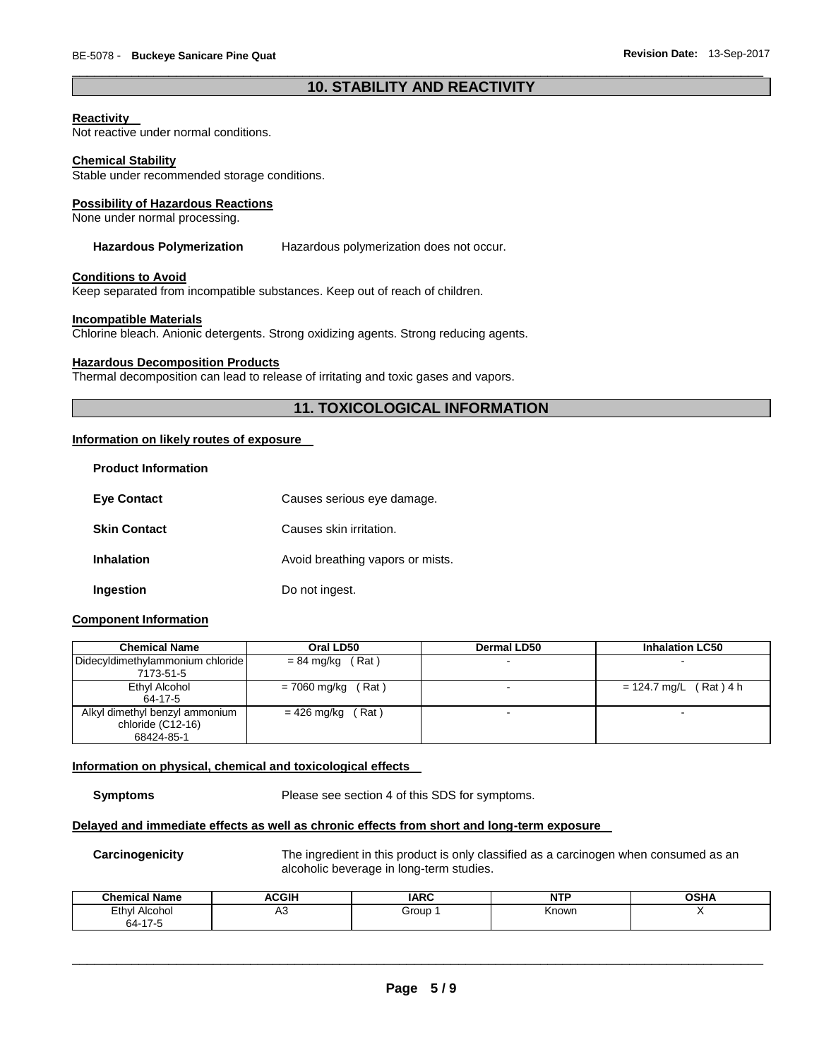## 10. STABILITY AND REACTIVITY

**Reactivity**
Not reactive under normal conditions.

**Chemical Stability**
Stable under recommended storage conditions.

**Possibility of Hazardous Reactions**
None under normal processing.

**Hazardous Polymerization** Hazardous polymerization does not occur.

**Conditions to Avoid**
Keep separated from incompatible substances. Keep out of reach of children.

**Incompatible Materials**
Chlorine bleach. Anionic detergents. Strong oxidizing agents. Strong reducing agents.

**Hazardous Decomposition Products**
Thermal decomposition can lead to release of irritating and toxic gases and vapors.

## 11. TOXICOLOGICAL INFORMATION

**Information on likely routes of exposure**

**Product Information**

**Eye Contact** Causes serious eye damage.

**Skin Contact** Causes skin irritation.

**Inhalation** Avoid breathing vapors or mists.

**Ingestion** Do not ingest.

**Component Information**

| Chemical Name | Oral LD50 | Dermal LD50 | Inhalation LC50 |
|---|---|---|---|
| Didecyldimethylammonium chloride 7173-51-5 | = 84 mg/kg ( Rat ) | - | - |
| Ethyl Alcohol 64-17-5 | = 7060 mg/kg ( Rat ) | - | = 124.7 mg/L ( Rat ) 4 h |
| Alkyl dimethyl benzyl ammonium chloride (C12-16) 68424-85-1 | = 426 mg/kg ( Rat ) | - | - |

**Information on physical, chemical and toxicological effects**

**Symptoms** Please see section 4 of this SDS for symptoms.

**Delayed and immediate effects as well as chronic effects from short and long-term exposure**

**Carcinogenicity** The ingredient in this product is only classified as a carcinogen when consumed as an alcoholic beverage in long-term studies.

| Chemical Name | ACGIH | IARC | NTP | OSHA |
|---|---|---|---|---|
| Ethyl Alcohol 64-17-5 | A3 | Group 1 | Known | X |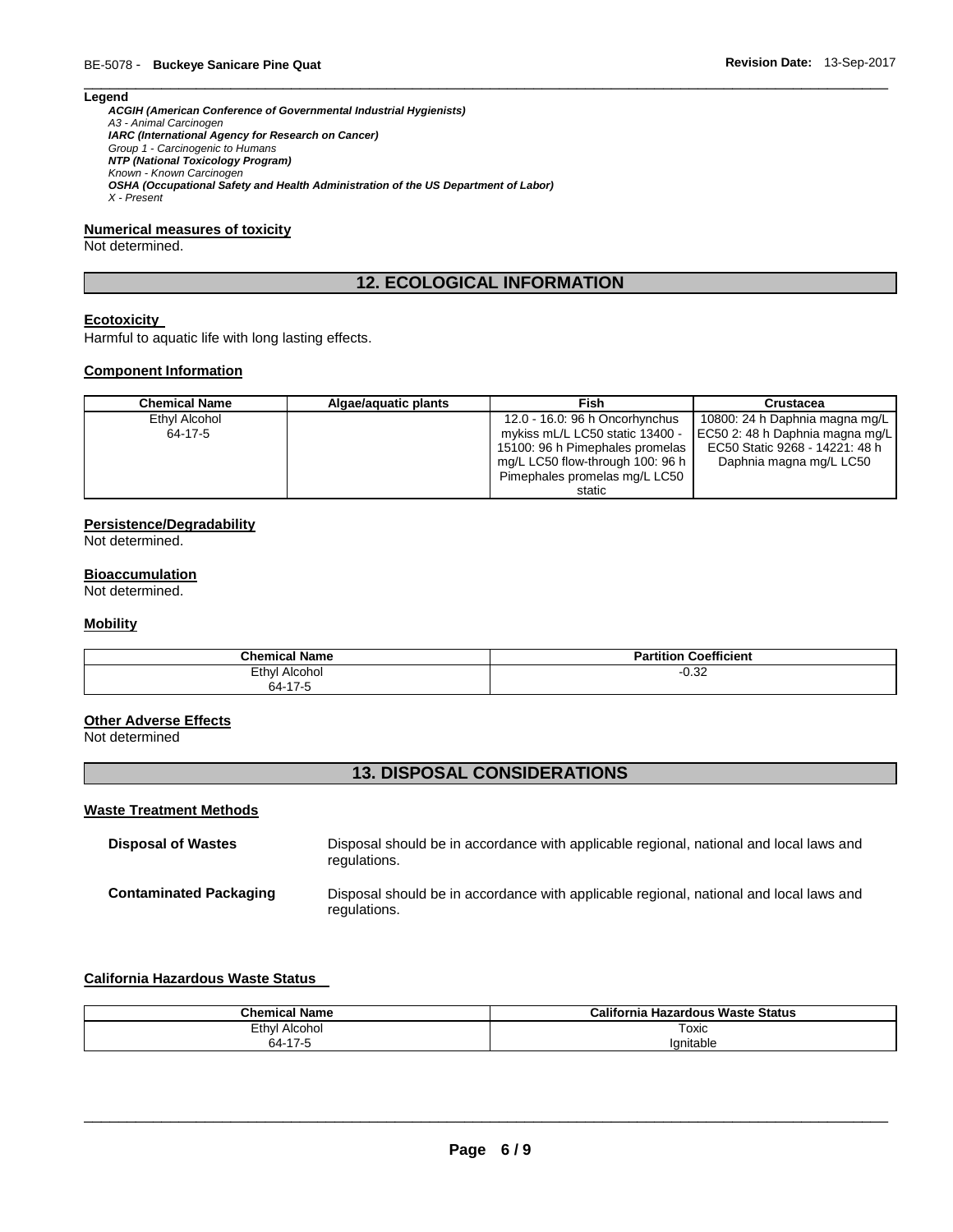**Legend**

***ACGIH (American Conference of Governmental Industrial Hygienists)***
*A3 - Animal Carcinogen*
***IARC (International Agency for Research on Cancer)***
*Group 1 - Carcinogenic to Humans*
***NTP (National Toxicology Program)***
*Known - Known Carcinogen*
***OSHA (Occupational Safety and Health Administration of the US Department of Labor)***
*X - Present*

**Numerical measures of toxicity**

Not determined.

## 12. ECOLOGICAL INFORMATION

**Ecotoxicity**

Harmful to aquatic life with long lasting effects.

**Component Information**

| Chemical Name | Algae/aquatic plants | Fish | Crustacea |
|---|---|---|---|
| Ethyl Alcohol 64-17-5 | | 12.0 - 16.0: 96 h Oncorhynchus mykiss mL/L LC50 static 13400 - 15100: 96 h Pimephales promelas mg/L LC50 flow-through 100: 96 h Pimephales promelas mg/L LC50 static | 10800: 24 h Daphnia magna mg/L EC50 2: 48 h Daphnia magna mg/L EC50 Static 9268 - 14221: 48 h Daphnia magna mg/L LC50 |

**Persistence/Degradability**

Not determined.

**Bioaccumulation**

Not determined.

**Mobility**

| Chemical Name | Partition Coefficient |
|---|---|
| Ethyl Alcohol 64-17-5 | -0.32 |

**Other Adverse Effects**

Not determined

## 13. DISPOSAL CONSIDERATIONS

**Waste Treatment Methods**

**Disposal of Wastes** — Disposal should be in accordance with applicable regional, national and local laws and regulations.

**Contaminated Packaging** — Disposal should be in accordance with applicable regional, national and local laws and regulations.

**California Hazardous Waste Status**

| Chemical Name | California Hazardous Waste Status |
|---|---|
| Ethyl Alcohol 64-17-5 | Toxic Ignitable |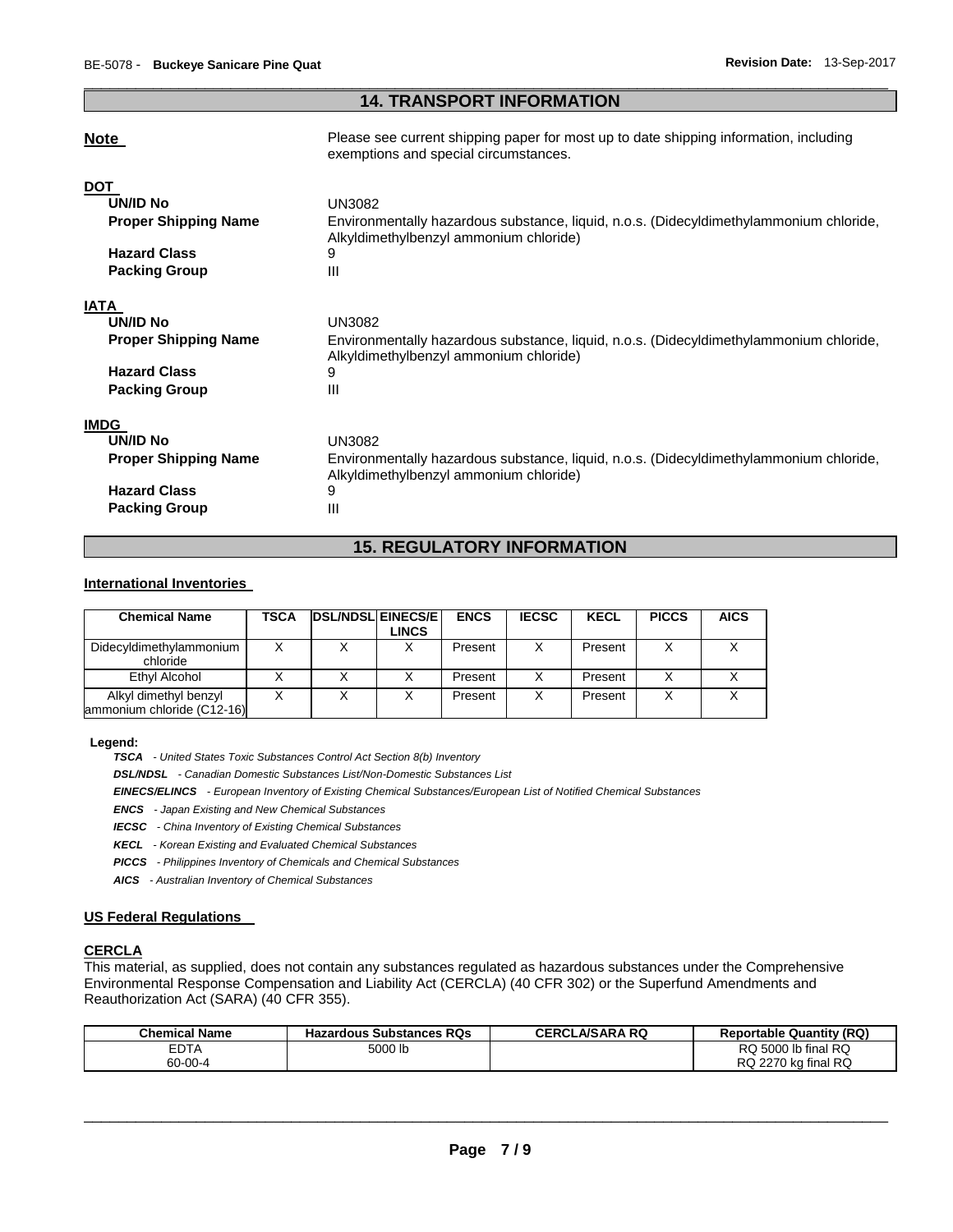## 14. TRANSPORT INFORMATION

**Note** Please see current shipping paper for most up to date shipping information, including exemptions and special circumstances.

**DOT**

| | |
|---|---|
| **UN/ID No** | UN3082 |
| **Proper Shipping Name** | Environmentally hazardous substance, liquid, n.o.s. (Didecyldimethylammonium chloride, Alkyldimethylbenzyl ammonium chloride) |
| **Hazard Class** | 9 |
| **Packing Group** | III |

**IATA**

| | |
|---|---|
| **UN/ID No** | UN3082 |
| **Proper Shipping Name** | Environmentally hazardous substance, liquid, n.o.s. (Didecyldimethylammonium chloride, Alkyldimethylbenzyl ammonium chloride) |
| **Hazard Class** | 9 |
| **Packing Group** | III |

**IMDG**

| | |
|---|---|
| **UN/ID No** | UN3082 |
| **Proper Shipping Name** | Environmentally hazardous substance, liquid, n.o.s. (Didecyldimethylammonium chloride, Alkyldimethylbenzyl ammonium chloride) |
| **Hazard Class** | 9 |
| **Packing Group** | III |

## 15. REGULATORY INFORMATION

**International Inventories**

| Chemical Name | TSCA | DSL/NDSL | EINECS/ELINCS | ENCS | IECSC | KECL | PICCS | AICS |
|---|---|---|---|---|---|---|---|---|
| Didecyldimethylammonium chloride | X | X | X | Present | X | Present | X | X |
| Ethyl Alcohol | X | X | X | Present | X | Present | X | X |
| Alkyl dimethyl benzyl ammonium chloride (C12-16) | X | X | X | Present | X | Present | X | X |

**Legend:**

***TSCA*** *- United States Toxic Substances Control Act Section 8(b) Inventory*

***DSL/NDSL*** *- Canadian Domestic Substances List/Non-Domestic Substances List*

***EINECS/ELINCS*** *- European Inventory of Existing Chemical Substances/European List of Notified Chemical Substances*

***ENCS*** *- Japan Existing and New Chemical Substances*

***IECSC*** *- China Inventory of Existing Chemical Substances*

***KECL*** *- Korean Existing and Evaluated Chemical Substances*

***PICCS*** *- Philippines Inventory of Chemicals and Chemical Substances*

***AICS*** *- Australian Inventory of Chemical Substances*

**US Federal Regulations**

**CERCLA**

This material, as supplied, does not contain any substances regulated as hazardous substances under the Comprehensive Environmental Response Compensation and Liability Act (CERCLA) (40 CFR 302) or the Superfund Amendments and Reauthorization Act (SARA) (40 CFR 355).

| Chemical Name | Hazardous Substances RQs | CERCLA/SARA RQ | Reportable Quantity (RQ) |
|---|---|---|---|
| EDTA 60-00-4 | 5000 lb | | RQ 5000 lb final RQ RQ 2270 kg final RQ |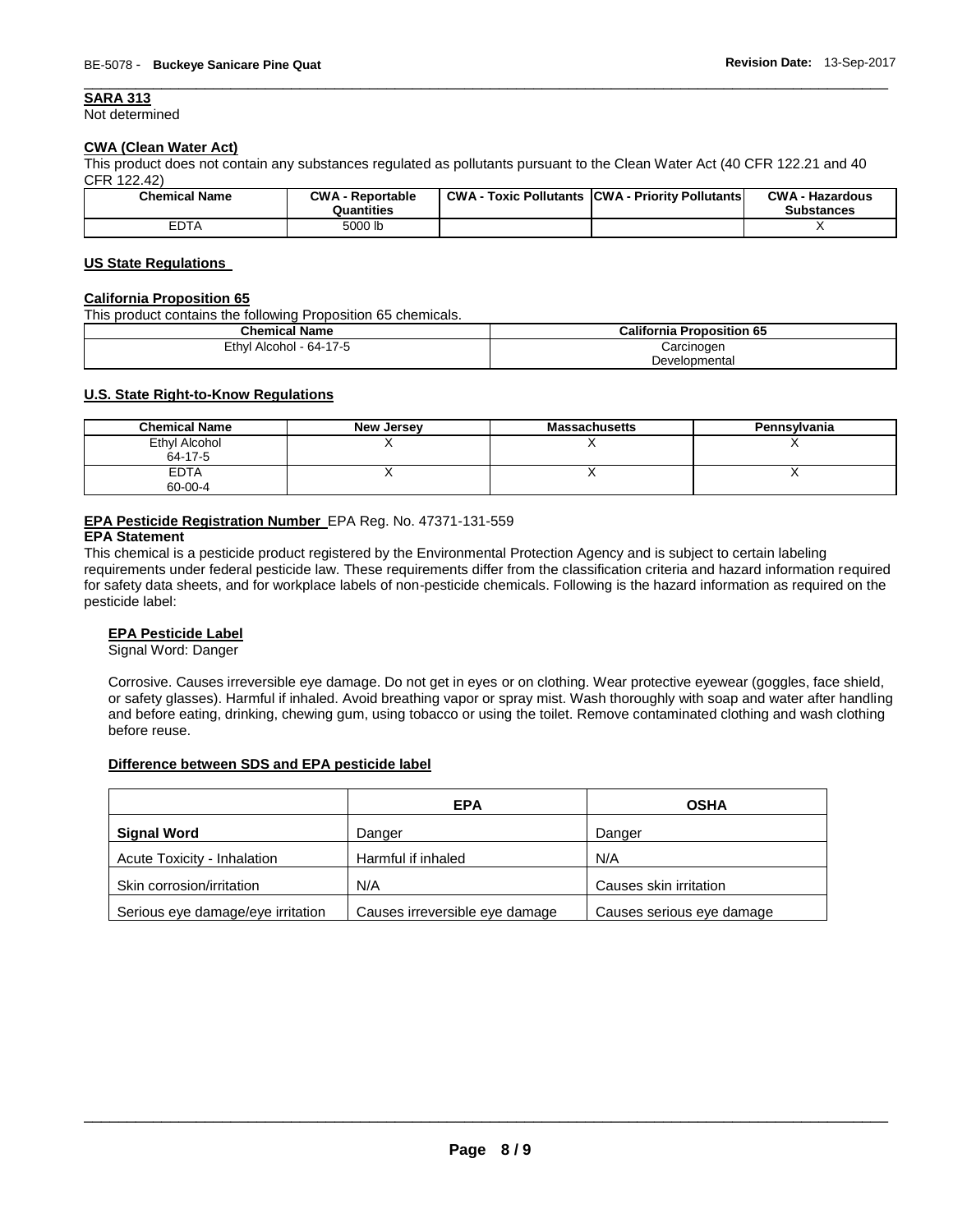### SARA 313

Not determined

### CWA (Clean Water Act)

This product does not contain any substances regulated as pollutants pursuant to the Clean Water Act (40 CFR 122.21 and 40 CFR 122.42)

| Chemical Name | CWA - Reportable Quantities | CWA - Toxic Pollutants | CWA - Priority Pollutants | CWA - Hazardous Substances |
|---|---|---|---|---|
| EDTA | 5000 lb | | | X |

### US State Regulations

### California Proposition 65

This product contains the following Proposition 65 chemicals.

| Chemical Name | California Proposition 65 |
|---|---|
| Ethyl Alcohol - 64-17-5 | Carcinogen Developmental |

### U.S. State Right-to-Know Regulations

| Chemical Name | New Jersey | Massachusetts | Pennsylvania |
|---|---|---|---|
| Ethyl Alcohol 64-17-5 | X | X | X |
| EDTA 60-00-4 | X | X | X |

**EPA Pesticide Registration Number** EPA Reg. No. 47371-131-559

**EPA Statement**

This chemical is a pesticide product registered by the Environmental Protection Agency and is subject to certain labeling requirements under federal pesticide law. These requirements differ from the classification criteria and hazard information required for safety data sheets, and for workplace labels of non-pesticide chemicals. Following is the hazard information as required on the pesticide label:

**EPA Pesticide Label**

Signal Word: Danger

Corrosive. Causes irreversible eye damage. Do not get in eyes or on clothing. Wear protective eyewear (goggles, face shield, or safety glasses). Harmful if inhaled. Avoid breathing vapor or spray mist. Wash thoroughly with soap and water after handling and before eating, drinking, chewing gum, using tobacco or using the toilet. Remove contaminated clothing and wash clothing before reuse.

**Difference between SDS and EPA pesticide label**

| | EPA | OSHA |
|---|---|---|
| **Signal Word** | Danger | Danger |
| Acute Toxicity - Inhalation | Harmful if inhaled | N/A |
| Skin corrosion/irritation | N/A | Causes skin irritation |
| Serious eye damage/eye irritation | Causes irreversible eye damage | Causes serious eye damage |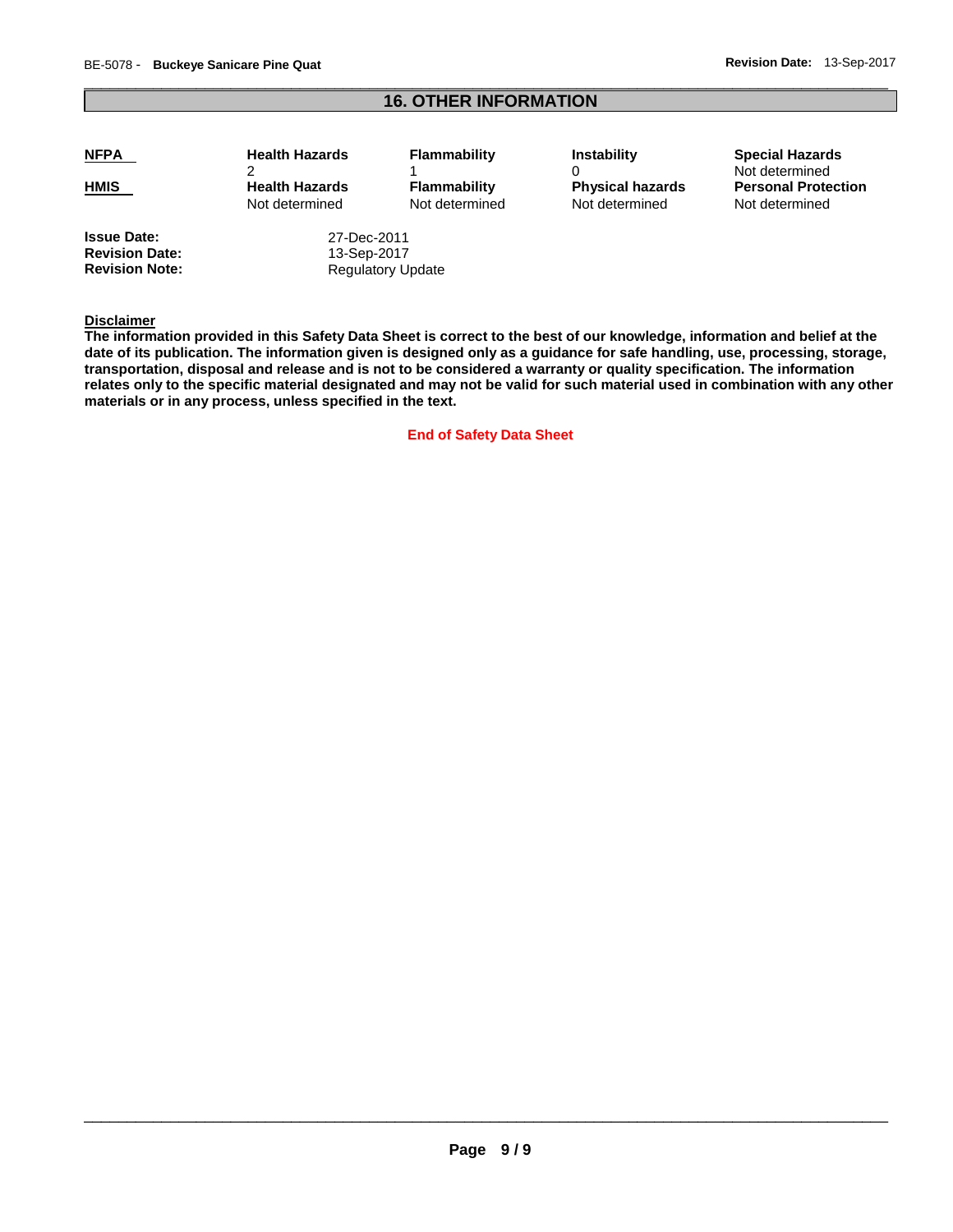## 16. OTHER INFORMATION

| | | | | |
|---|---|---|---|---|
| **NFPA** | **Health Hazards** 2 | **Flammability** 1 | **Instability** 0 | **Special Hazards** Not determined |
| **HMIS** | **Health Hazards** Not determined | **Flammability** Not determined | **Physical hazards** Not determined | **Personal Protection** Not determined |

**Issue Date:** 27-Dec-2011
**Revision Date:** 13-Sep-2017
**Revision Note:** Regulatory Update

**Disclaimer**

**The information provided in this Safety Data Sheet is correct to the best of our knowledge, information and belief at the date of its publication. The information given is designed only as a guidance for safe handling, use, processing, storage, transportation, disposal and release and is not to be considered a warranty or quality specification. The information relates only to the specific material designated and may not be valid for such material used in combination with any other materials or in any process, unless specified in the text.**

**End of Safety Data Sheet**